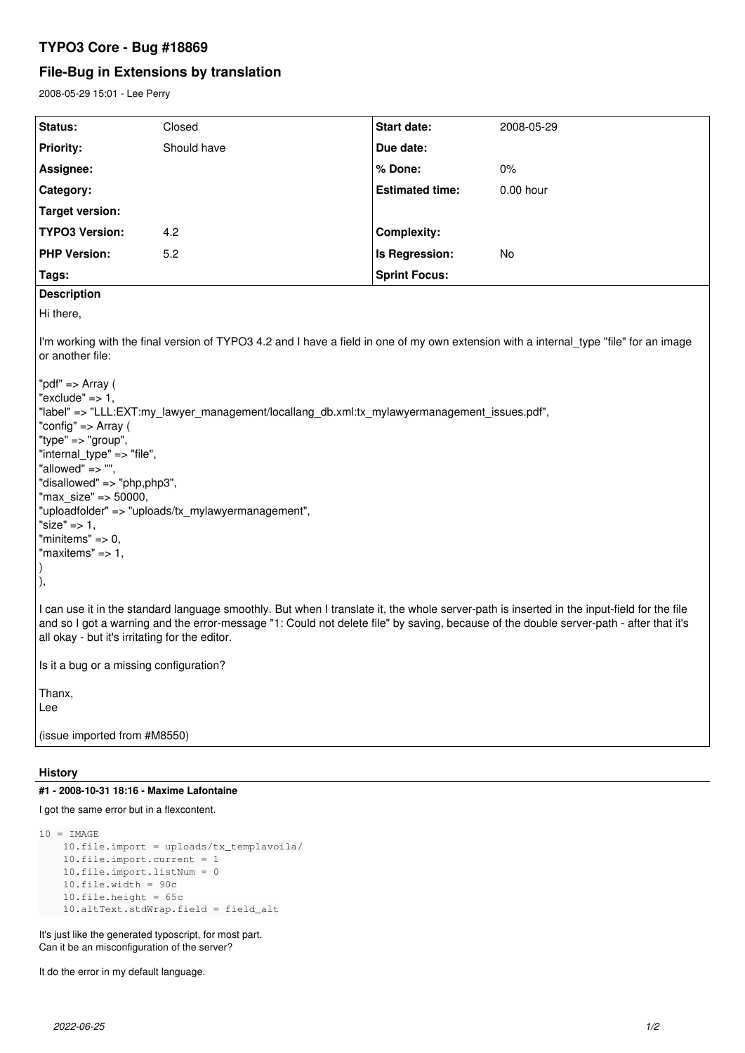# TYPO3 Core - Bug #18869

## File-Bug in Extensions by translation

2008-05-29 15:01 - Lee Perry

| Status: | Closed | Start date: | 2008-05-29 |
|---|---|---|---|
| Priority: | Should have | Due date: | |
| Assignee: | | % Done: | 0% |
| Category: | | Estimated time: | 0.00 hour |
| Target version: | | | |
| TYPO3 Version: | 4.2 | Complexity: | |
| PHP Version: | 5.2 | Is Regression: | No |
| Tags: | | Sprint Focus: | |

**Description**

Hi there,

I'm working with the final version of TYPO3 4.2 and I have a field in one of my own extension with a internal_type "file" for an image or another file:

"pdf" => Array (
"exclude" => 1,
"label" => "LLL:EXT:my_lawyer_management/locallang_db.xml:tx_mylawyermanagement_issues.pdf",
"config" => Array (
"type" => "group",
"internal_type" => "file",
"allowed" => "",
"disallowed" => "php,php3",
"max_size" => 50000,
"uploadfolder" => "uploads/tx_mylawyermanagement",
"size" => 1,
"minitems" => 0,
"maxitems" => 1,
)
),

I can use it in the standard language smoothly. But when I translate it, the whole server-path is inserted in the input-field for the file and so I got a warning and the error-message "1: Could not delete file" by saving, because of the double server-path - after that it's all okay - but it's irritating for the editor.

Is it a bug or a missing configuration?

Thanx,
Lee

(issue imported from #M8550)

## History

### #1 - 2008-10-31 18:16 - Maxime Lafontaine

I got the same error but in a flexcontent.

```
10 = IMAGE
    10.file.import = uploads/tx_templavoila/
    10.file.import.current = 1
    10.file.import.listNum = 0
    10.file.width = 90c
    10.file.height = 65c
    10.altText.stdWrap.field = field_alt
```

It's just like the generated typoscript, for most part.
Can it be an misconfiguration of the server?

It do the error in my default language.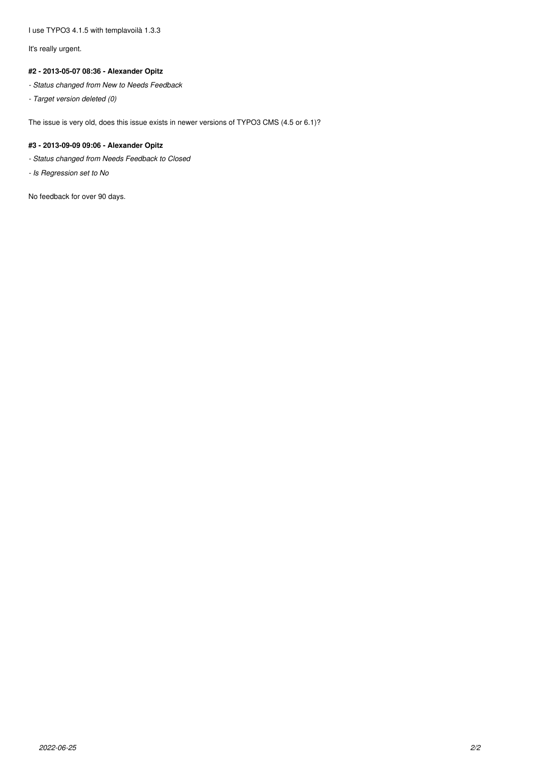I use TYPO3 4.1.5 with templavoilà 1.3.3

It's really urgent.

#### #2 - 2013-05-07 08:36 - Alexander Opitz

- *Status changed from New to Needs Feedback*
- *Target version deleted (0)*

The issue is very old, does this issue exists in newer versions of TYPO3 CMS (4.5 or 6.1)?

#### #3 - 2013-09-09 09:06 - Alexander Opitz

- *Status changed from Needs Feedback to Closed*
- *Is Regression set to No*

No feedback for over 90 days.